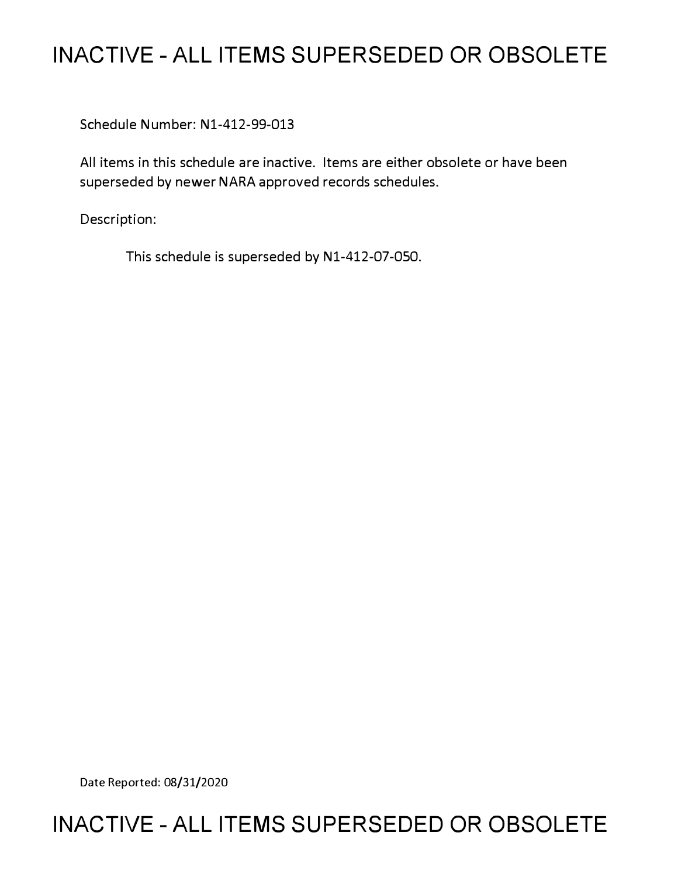# INACTIVE - ALL ITEMS SUPERSEDED OR OBSOLETE

Schedule Number: N1-412-99-013

All items in this schedule are inactive. Items are either obsolete or have been superseded by newer NARA approved records schedules.

Description:

This schedule is superseded by N1-412-07-050.

Date Reported: 08/31/2020

# INACTIVE - ALL ITEMS SUPERSEDED OR OBSOLETE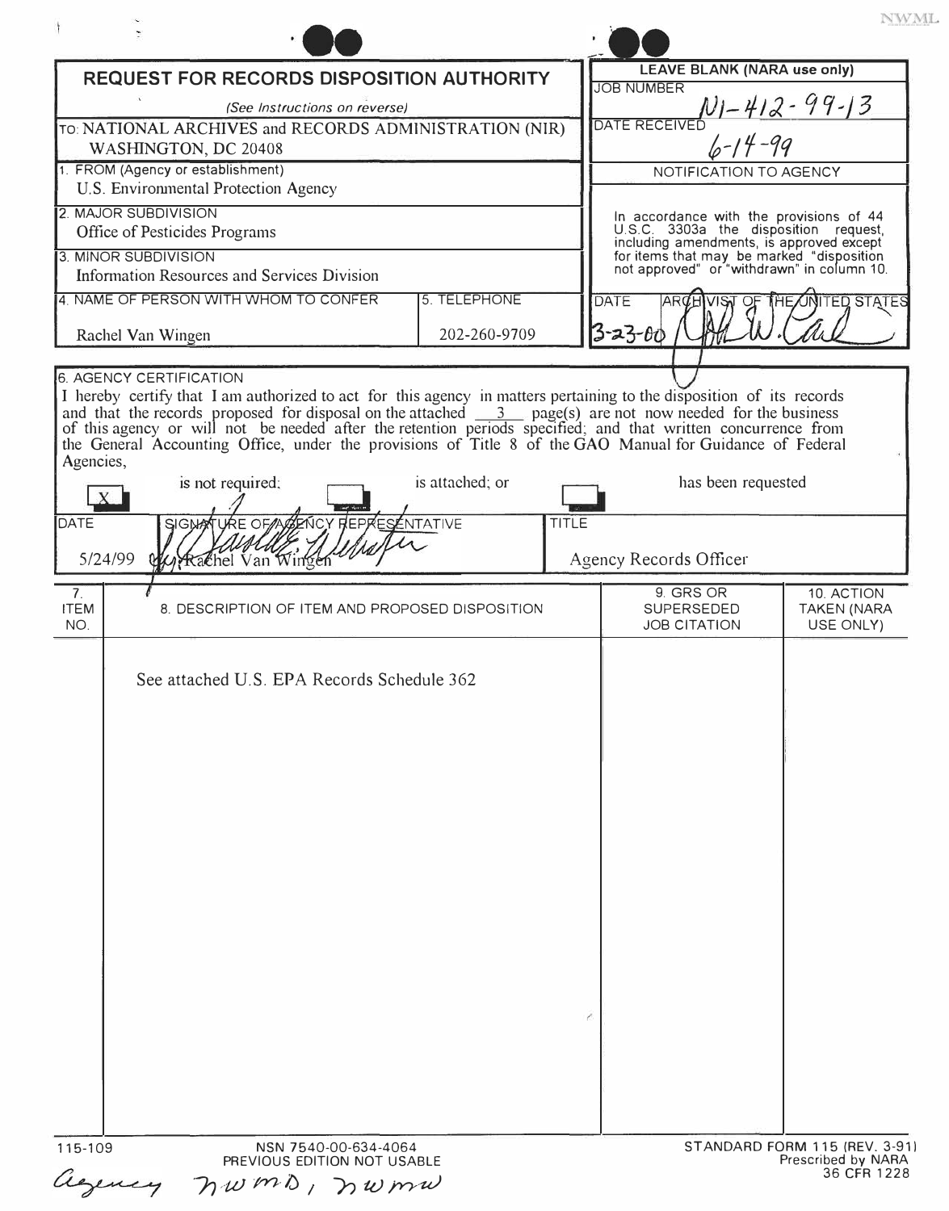NWML

# REQUEST FOR RECORDS DISPOSITION AUTHORITY

*(See Instructions on reverse)*

TO: NATIONAL ARCHIVES and RECORDS ADMINISTRATION (NIR)
WASHINGTON, DC 20408

**LEAVE BLANK (NARA use only)**

JOB NUMBER: N1-412-99-13

DATE RECEIVED: 6-14-99

NOTIFICATION TO AGENCY

In accordance with the provisions of 44 U.S.C. 3303a the disposition request, including amendments, is approved except for items that may be marked "disposition not approved" or "withdrawn" in column 10.

DATE: 3-23-00

ARCHIVIST OF THE UNITED STATES: [signature]

1. FROM (Agency or establishment): U.S. Environmental Protection Agency

2. MAJOR SUBDIVISION: Office of Pesticides Programs

3. MINOR SUBDIVISION: Information Resources and Services Division

4. NAME OF PERSON WITH WHOM TO CONFER: Rachel Van Wingen

5. TELEPHONE: 202-260-9709

6. AGENCY CERTIFICATION

I hereby certify that I am authorized to act for this agency in matters pertaining to the disposition of its records and that the records proposed for disposal on the attached 3 page(s) are not now needed for the business of this agency or will not be needed after the retention periods specified; and that written concurrence from the General Accounting Office, under the provisions of Title 8 of the GAO Manual for Guidance of Federal Agencies,

[X] is not required; [ ] is attached; or [ ] has been requested

| DATE | SIGNATURE OF AGENCY REPRESENTATIVE | TITLE |
|---|---|---|
| 5/24/99 | [signature] for Rachel Van Wingen | Agency Records Officer |

| 7. ITEM NO. | 8. DESCRIPTION OF ITEM AND PROPOSED DISPOSITION | 9. GRS OR SUPERSEDED JOB CITATION | 10. ACTION TAKEN (NARA USE ONLY) |
|---|---|---|---|
| | See attached U.S. EPA Records Schedule 362 | | |

115-109

NSN 7540-00-634-4064
PREVIOUS EDITION NOT USABLE

STANDARD FORM 115 (REV. 3-91)
Prescribed by NARA
36 CFR 1228

Agency NWMD, NWMW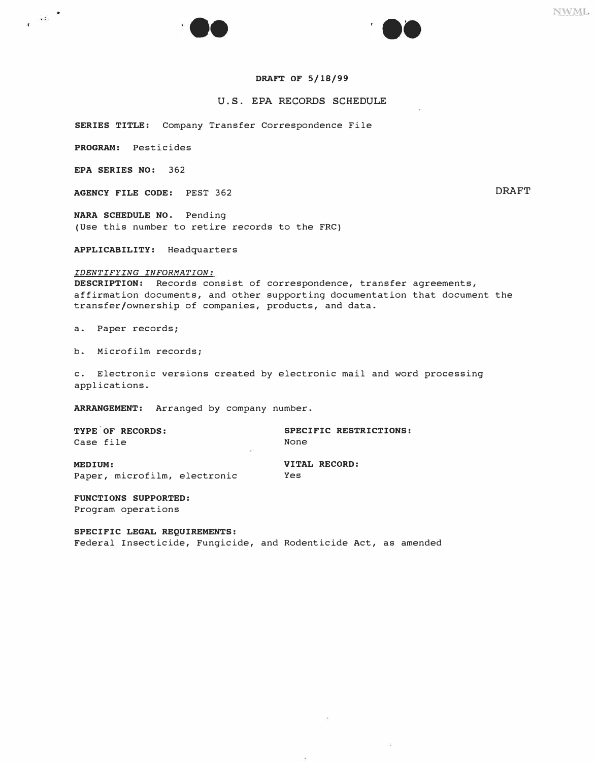**DRAFT OF 5/18/99**

U.S. EPA RECORDS SCHEDULE

**SERIES TITLE:** Company Transfer Correspondence File

**PROGRAM:** Pesticides

**EPA SERIES NO:** 362

**AGENCY FILE CODE:** PEST 362

DRAFT

**NARA SCHEDULE NO.** Pending
(Use this number to retire records to the FRC)

**APPLICABILITY:** Headquarters

*IDENTIFYING INFORMATION:*
**DESCRIPTION:** Records consist of correspondence, transfer agreements, affirmation documents, and other supporting documentation that document the transfer/ownership of companies, products, and data.

a. Paper records;

b. Microfilm records;

c. Electronic versions created by electronic mail and word processing applications.

**ARRANGEMENT:** Arranged by company number.

**TYPE OF RECORDS:**
Case file

**SPECIFIC RESTRICTIONS:**
None

**MEDIUM:**
Paper, microfilm, electronic

**VITAL RECORD:**
Yes

**FUNCTIONS SUPPORTED:**
Program operations

**SPECIFIC LEGAL REQUIREMENTS:**
Federal Insecticide, Fungicide, and Rodenticide Act, as amended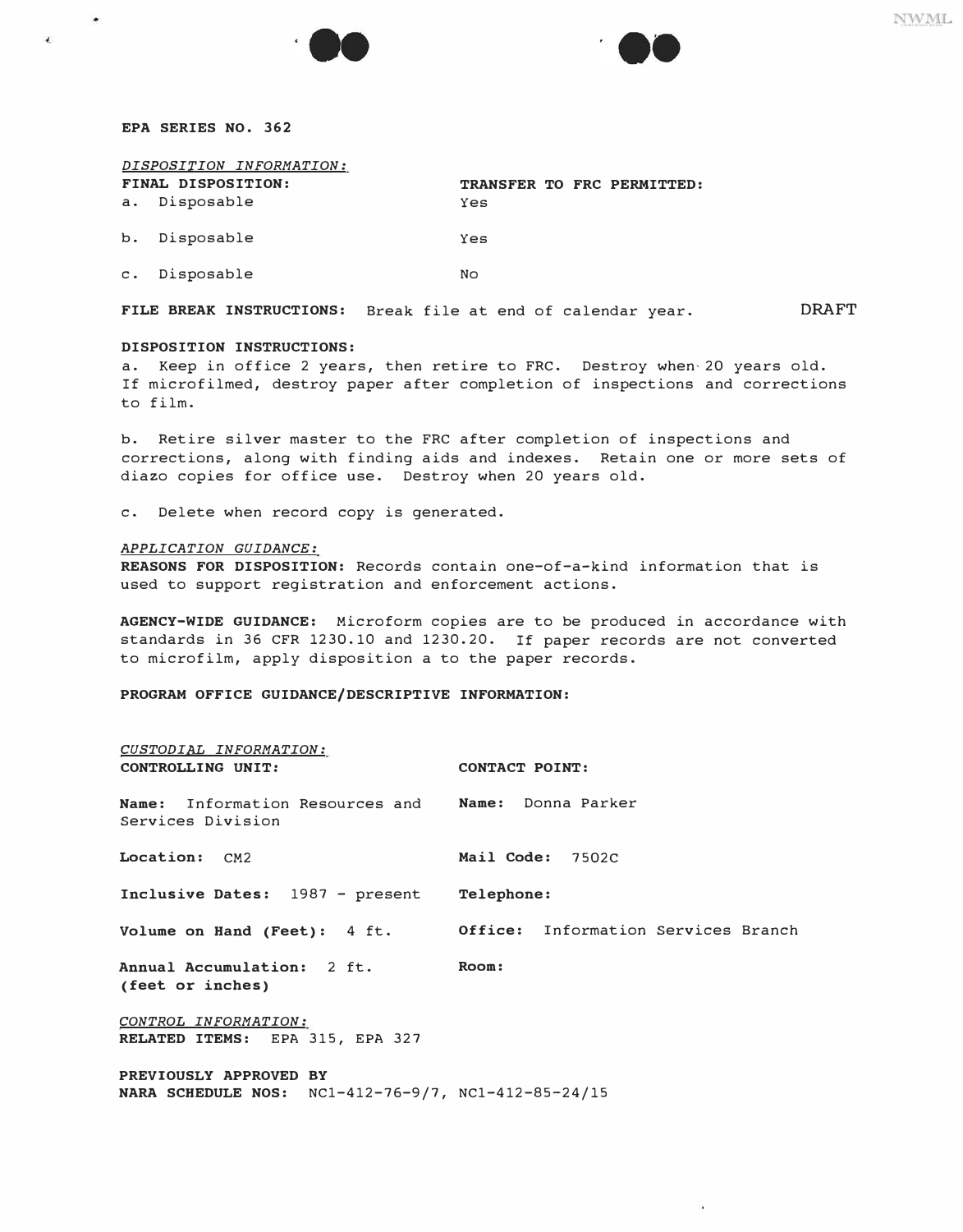**EPA SERIES NO. 362**

*DISPOSITION INFORMATION:*

| FINAL DISPOSITION: | TRANSFER TO FRC PERMITTED: |
|---|---|
| a. Disposable | Yes |
| b. Disposable | Yes |
| c. Disposable | No |

**FILE BREAK INSTRUCTIONS:** Break file at end of calendar year.

DRAFT

**DISPOSITION INSTRUCTIONS:**

a. Keep in office 2 years, then retire to FRC. Destroy when 20 years old. If microfilmed, destroy paper after completion of inspections and corrections to film.

b. Retire silver master to the FRC after completion of inspections and corrections, along with finding aids and indexes. Retain one or more sets of diazo copies for office use. Destroy when 20 years old.

c. Delete when record copy is generated.

*APPLICATION GUIDANCE:*

**REASONS FOR DISPOSITION:** Records contain one-of-a-kind information that is used to support registration and enforcement actions.

**AGENCY-WIDE GUIDANCE:** Microform copies are to be produced in accordance with standards in 36 CFR 1230.10 and 1230.20. If paper records are not converted to microfilm, apply disposition a to the paper records.

**PROGRAM OFFICE GUIDANCE/DESCRIPTIVE INFORMATION:**

*CUSTODIAL INFORMATION:*

| CONTROLLING UNIT: | CONTACT POINT: |
|---|---|
| **Name:** Information Resources and Services Division | **Name:** Donna Parker |
| **Location:** CM2 | **Mail Code:** 7502C |
| **Inclusive Dates:** 1987 - present | **Telephone:** |
| **Volume on Hand (Feet):** 4 ft. | **Office:** Information Services Branch |
| **Annual Accumulation:** 2 ft. **(feet or inches)** | **Room:** |

*CONTROL INFORMATION:*

**RELATED ITEMS:** EPA 315, EPA 327

**PREVIOUSLY APPROVED BY NARA SCHEDULE NOS:** NC1-412-76-9/7, NC1-412-85-24/15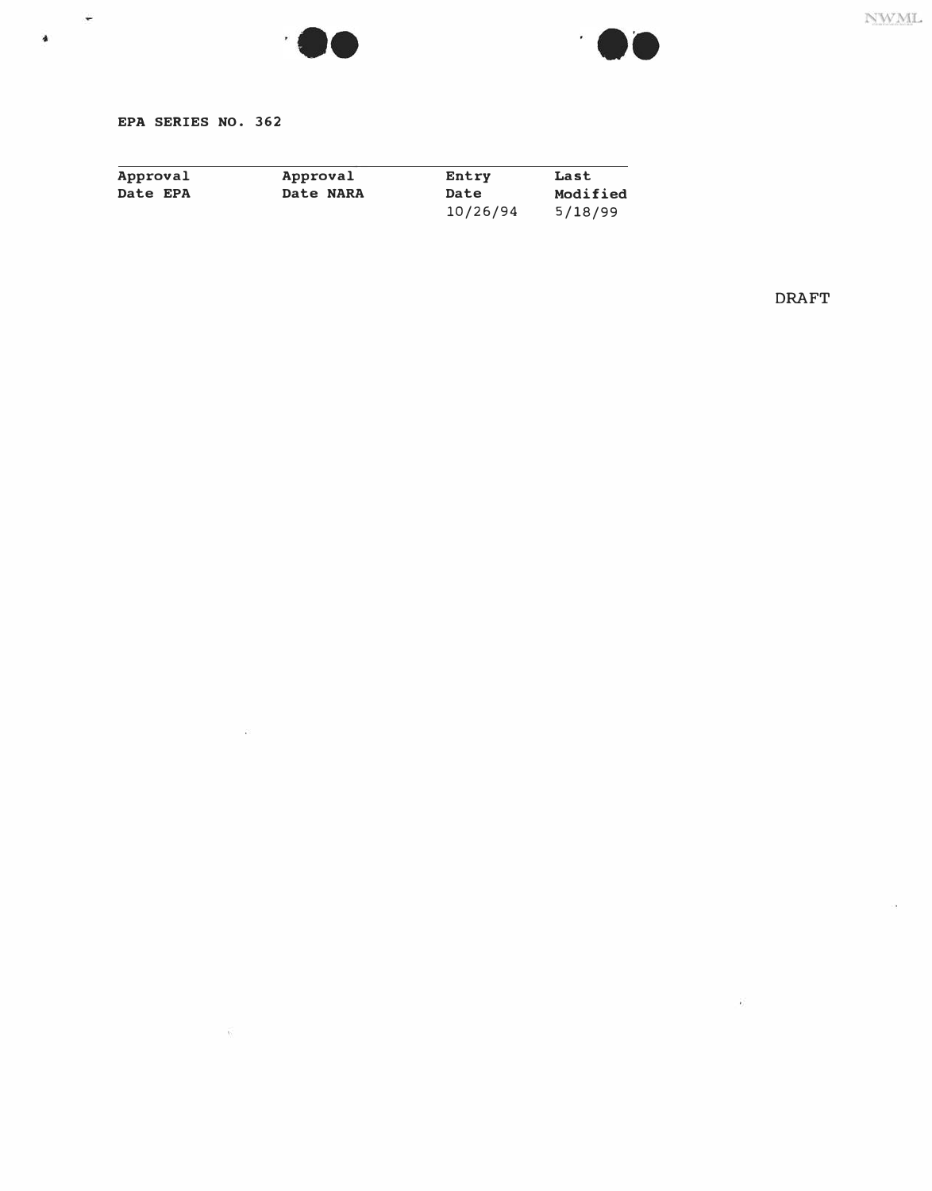**EPA SERIES NO. 362**

| Approval Date EPA | Approval Date NARA | Entry Date | Last Modified |
|---|---|---|---|
| | | 10/26/94 | 5/18/99 |

DRAFT